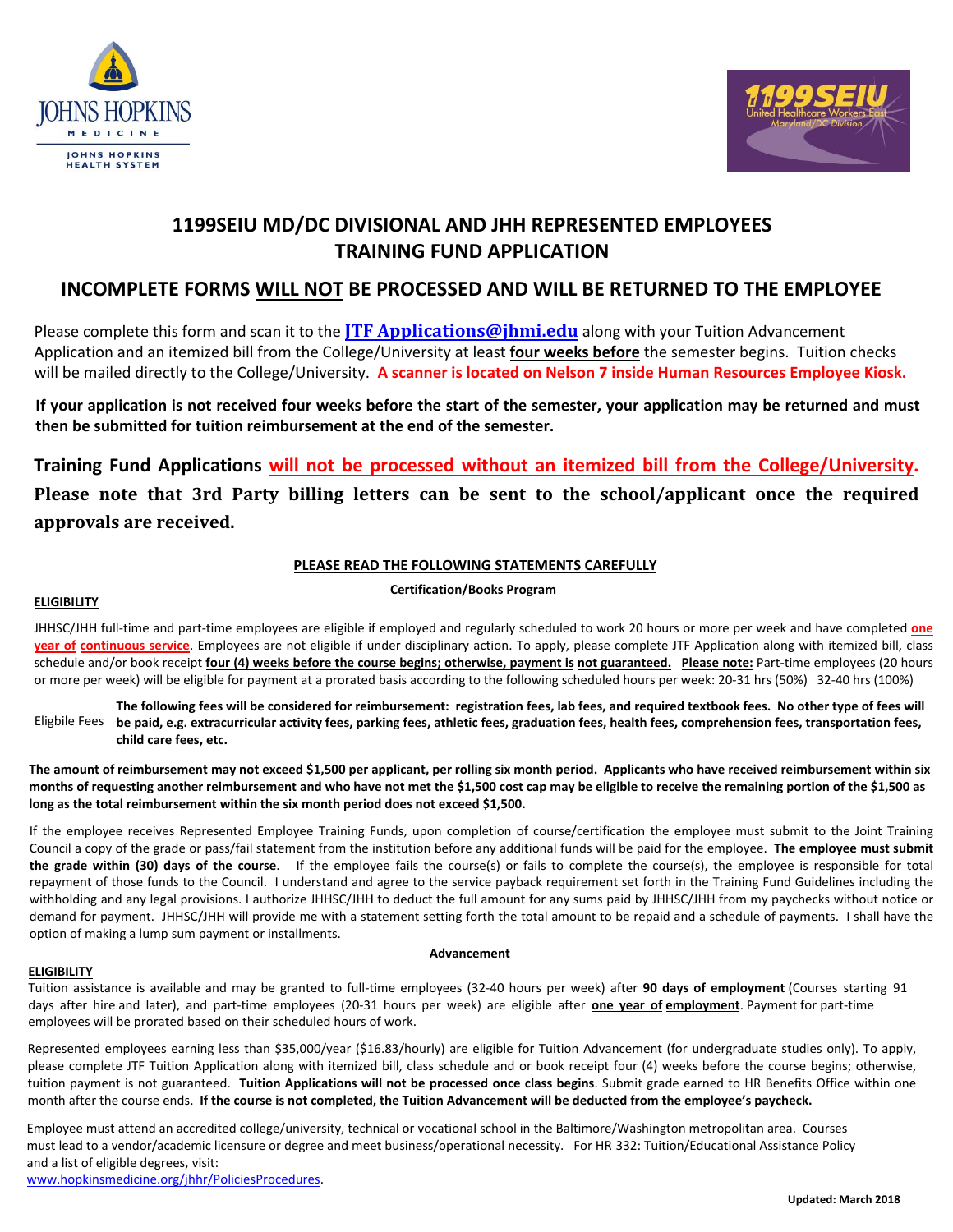# 1199SEIU MD/DC DIVISIONAL AND JHH REPRESENTED EMPLOYEES TRAINING FUND APPLICATION

## INCOMPLETE FORMS WILL NOT BE PROCESSED AND WILL BE RETURNED TO THE EMPLOYEE

Please complete this form and scan it to the **JTF Applications@jhmi.edu** along with your Tuition Advancement Application and an itemized bill from the College/University at least **four weeks before** the semester begins. Tuition checks will be mailed directly to the College/University. **A scanner is located on Nelson 7 inside Human Resources Employee Kiosk.**

**If your application is not received four weeks before the start of the semester, your application may be returned and must then be submitted for tuition reimbursement at the end of the semester.**

**Training Fund Applications will not be processed without an itemized bill from the College/University. Please note that 3rd Party billing letters can be sent to the school/applicant once the required approvals are received.**

### PLEASE READ THE FOLLOWING STATEMENTS CAREFULLY

**Certification/Books Program**

**ELIGIBILITY**

JHHSC/JHH full-time and part-time employees are eligible if employed and regularly scheduled to work 20 hours or more per week and have completed **one year of continuous service**. Employees are not eligible if under disciplinary action. To apply, please complete JTF Application along with itemized bill, class schedule and/or book receipt **four (4) weeks before the course begins; otherwise, payment is not guaranteed.** **Please note:** Part-time employees (20 hours or more per week) will be eligible for payment at a prorated basis according to the following scheduled hours per week: 20-31 hrs (50%) 32-40 hrs (100%)

Eligbile Fees **The following fees will be considered for reimbursement: registration fees, lab fees, and required textbook fees. No other type of fees will be paid, e.g. extracurricular activity fees, parking fees, athletic fees, graduation fees, health fees, comprehension fees, transportation fees, child care fees, etc.**

**The amount of reimbursement may not exceed $1,500 per applicant, per rolling six month period. Applicants who have received reimbursement within six months of requesting another reimbursement and who have not met the $1,500 cost cap may be eligible to receive the remaining portion of the $1,500 as long as the total reimbursement within the six month period does not exceed $1,500.**

If the employee receives Represented Employee Training Funds, upon completion of course/certification the employee must submit to the Joint Training Council a copy of the grade or pass/fail statement from the institution before any additional funds will be paid for the employee. **The employee must submit the grade within (30) days of the course**. If the employee fails the course(s) or fails to complete the course(s), the employee is responsible for total repayment of those funds to the Council. I understand and agree to the service payback requirement set forth in the Training Fund Guidelines including the withholding and any legal provisions. I authorize JHHSC/JHH to deduct the full amount for any sums paid by JHHSC/JHH from my paychecks without notice or demand for payment. JHHSC/JHH will provide me with a statement setting forth the total amount to be repaid and a schedule of payments. I shall have the option of making a lump sum payment or installments.

**Advancement**

**ELIGIBILITY**

Tuition assistance is available and may be granted to full-time employees (32-40 hours per week) after **90 days of employment** (Courses starting 91 days after hire and later), and part-time employees (20-31 hours per week) are eligible after **one year of employment**. Payment for part-time employees will be prorated based on their scheduled hours of work.

Represented employees earning less than $35,000/year ($16.83/hourly) are eligible for Tuition Advancement (for undergraduate studies only). To apply, please complete JTF Tuition Application along with itemized bill, class schedule and or book receipt four (4) weeks before the course begins; otherwise, tuition payment is not guaranteed. **Tuition Applications will not be processed once class begins**. Submit grade earned to HR Benefits Office within one month after the course ends. **If the course is not completed, the Tuition Advancement will be deducted from the employee's paycheck.**

Employee must attend an accredited college/university, technical or vocational school in the Baltimore/Washington metropolitan area. Courses must lead to a vendor/academic licensure or degree and meet business/operational necessity. For HR 332: Tuition/Educational Assistance Policy and a list of eligible degrees, visit:
www.hopkinsmedicine.org/jhhr/PoliciesProcedures.

**Updated: March 2018**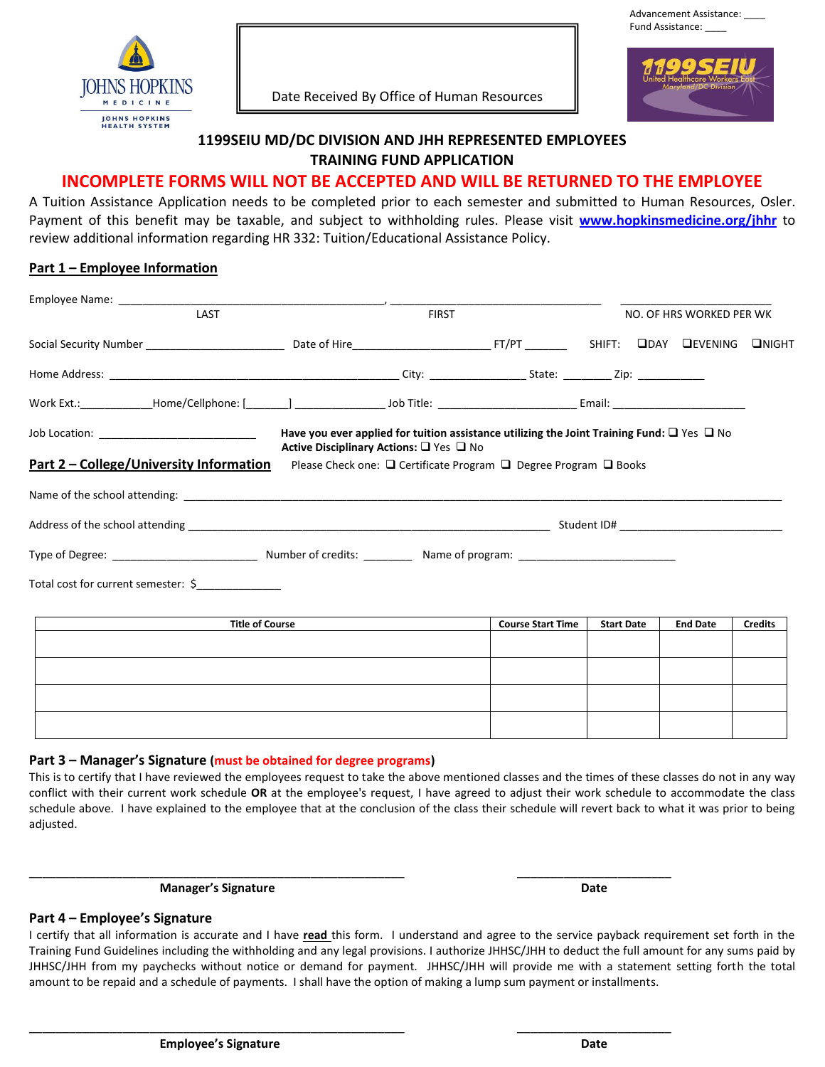Advancement Assistance: ____
Fund Assistance: ____

Date Received By Office of Human Resources

# 1199SEIU MD/DC DIVISION AND JHH REPRESENTED EMPLOYEES TRAINING FUND APPLICATION

## INCOMPLETE FORMS WILL NOT BE ACCEPTED AND WILL BE RETURNED TO THE EMPLOYEE

A Tuition Assistance Application needs to be completed prior to each semester and submitted to Human Resources, Osler. Payment of this benefit may be taxable, and subject to withholding rules. Please visit **www.hopkinsmedicine.org/jhhr** to review additional information regarding HR 332: Tuition/Educational Assistance Policy.

## Part 1 – Employee Information

Employee Name: ________________________________________, ________________________________ ________________________
LAST FIRST NO. OF HRS WORKED PER WK

Social Security Number ______________________ Date of Hire______________________ FT/PT _______ SHIFT: ❑DAY ❑EVENING ❑NIGHT

Home Address: ______________________________________________ City: _______________ State: ________ Zip: ___________

Work Ext.:___________Home/Cellphone: [_______] ______________ Job Title: ______________________ Email: ______________________

Job Location: _________________________ **Have you ever applied for tuition assistance utilizing the Joint Training Fund:** ❑ Yes ❑ No
**Active Disciplinary Actions:** ❑ Yes ❑ No

## Part 2 – College/University Information

Please Check one: ❑ Certificate Program ❑ Degree Program ❑ Books

Name of the school attending: ______________________________________________________________________________

Address of the school attending ________________________________________________________ Student ID# __________________________

Type of Degree: _______________________ Number of credits: ________ Name of program: _________________________

Total cost for current semester: $_____________

| Title of Course | Course Start Time | Start Date | End Date | Credits |
|---|---|---|---|---|
| | | | | |
| | | | | |
| | | | | |
| | | | | |

## Part 3 – Manager's Signature (must be obtained for degree programs)

This is to certify that I have reviewed the employees request to take the above mentioned classes and the times of these classes do not in any way conflict with their current work schedule **OR** at the employee's request, I have agreed to adjust their work schedule to accommodate the class schedule above. I have explained to the employee that at the conclusion of the class their schedule will revert back to what it was prior to being adjusted.

_____________________________________________ ________________________
**Manager's Signature** **Date**

## Part 4 – Employee's Signature

I certify that all information is accurate and I have **read** this form. I understand and agree to the service payback requirement set forth in the Training Fund Guidelines including the withholding and any legal provisions. I authorize JHHSC/JHH to deduct the full amount for any sums paid by JHHSC/JHH from my paychecks without notice or demand for payment. JHHSC/JHH will provide me with a statement setting forth the total amount to be repaid and a schedule of payments. I shall have the option of making a lump sum payment or installments.

_____________________________________________ ________________________
**Employee's Signature** **Date**